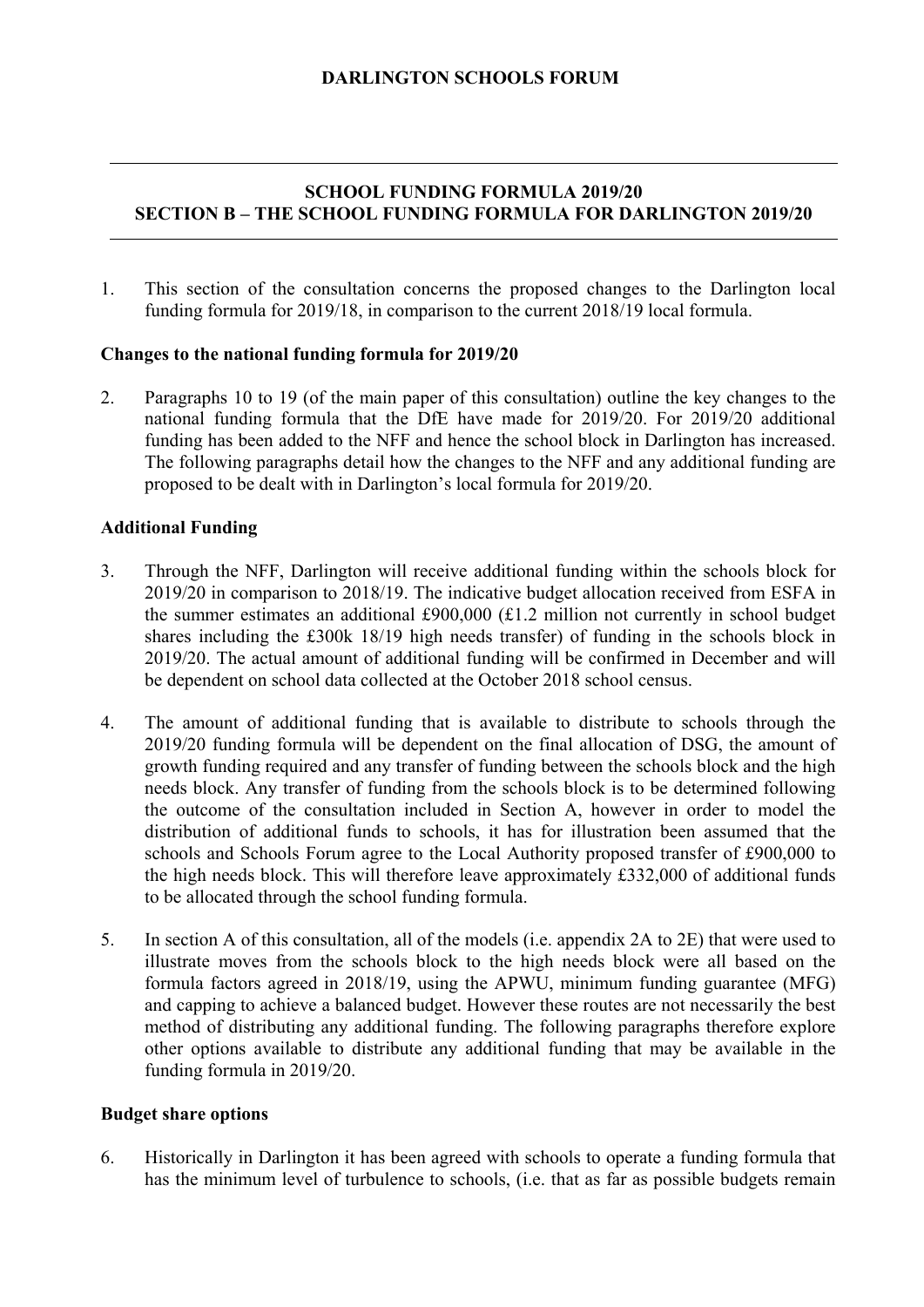# DARLINGTON SCHOOLS FORUM

---

## SCHOOL FUNDING FORMULA 2019/20
## SECTION B – THE SCHOOL FUNDING FORMULA FOR DARLINGTON 2019/20

---

1. This section of the consultation concerns the proposed changes to the Darlington local funding formula for 2019/18, in comparison to the current 2018/19 local formula.

### Changes to the national funding formula for 2019/20

2. Paragraphs 10 to 19 (of the main paper of this consultation) outline the key changes to the national funding formula that the DfE have made for 2019/20. For 2019/20 additional funding has been added to the NFF and hence the school block in Darlington has increased. The following paragraphs detail how the changes to the NFF and any additional funding are proposed to be dealt with in Darlington's local formula for 2019/20.

### Additional Funding

3. Through the NFF, Darlington will receive additional funding within the schools block for 2019/20 in comparison to 2018/19. The indicative budget allocation received from ESFA in the summer estimates an additional £900,000 (£1.2 million not currently in school budget shares including the £300k 18/19 high needs transfer) of funding in the schools block in 2019/20. The actual amount of additional funding will be confirmed in December and will be dependent on school data collected at the October 2018 school census.

4. The amount of additional funding that is available to distribute to schools through the 2019/20 funding formula will be dependent on the final allocation of DSG, the amount of growth funding required and any transfer of funding between the schools block and the high needs block. Any transfer of funding from the schools block is to be determined following the outcome of the consultation included in Section A, however in order to model the distribution of additional funds to schools, it has for illustration been assumed that the schools and Schools Forum agree to the Local Authority proposed transfer of £900,000 to the high needs block. This will therefore leave approximately £332,000 of additional funds to be allocated through the school funding formula.

5. In section A of this consultation, all of the models (i.e. appendix 2A to 2E) that were used to illustrate moves from the schools block to the high needs block were all based on the formula factors agreed in 2018/19, using the APWU, minimum funding guarantee (MFG) and capping to achieve a balanced budget. However these routes are not necessarily the best method of distributing any additional funding. The following paragraphs therefore explore other options available to distribute any additional funding that may be available in the funding formula in 2019/20.

### Budget share options

6. Historically in Darlington it has been agreed with schools to operate a funding formula that has the minimum level of turbulence to schools, (i.e. that as far as possible budgets remain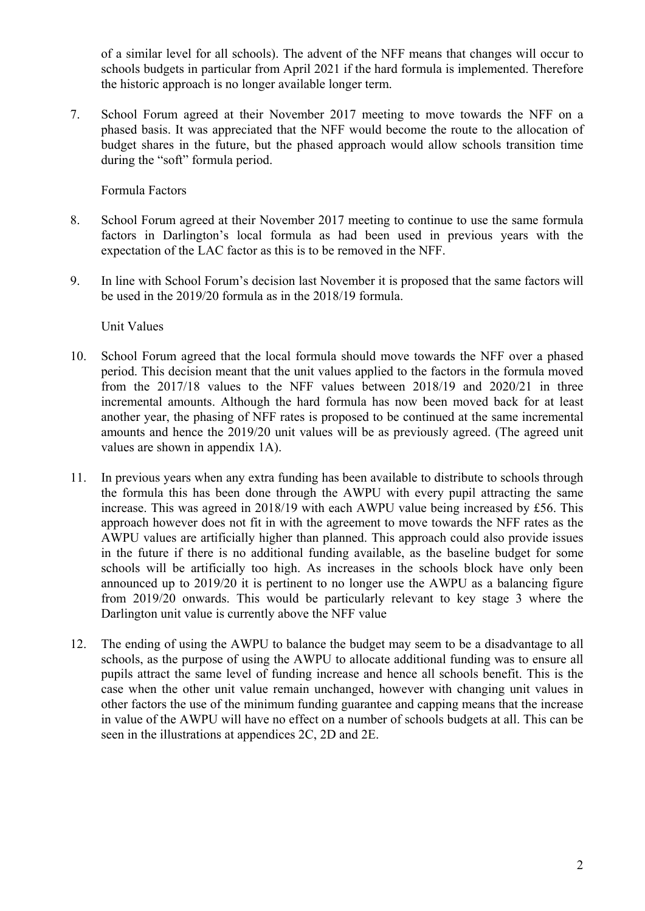of a similar level for all schools). The advent of the NFF means that changes will occur to schools budgets in particular from April 2021 if the hard formula is implemented. Therefore the historic approach is no longer available longer term.

7. School Forum agreed at their November 2017 meeting to move towards the NFF on a phased basis. It was appreciated that the NFF would become the route to the allocation of budget shares in the future, but the phased approach would allow schools transition time during the "soft" formula period.

Formula Factors

8. School Forum agreed at their November 2017 meeting to continue to use the same formula factors in Darlington's local formula as had been used in previous years with the expectation of the LAC factor as this is to be removed in the NFF.

9. In line with School Forum's decision last November it is proposed that the same factors will be used in the 2019/20 formula as in the 2018/19 formula.

Unit Values

10. School Forum agreed that the local formula should move towards the NFF over a phased period. This decision meant that the unit values applied to the factors in the formula moved from the 2017/18 values to the NFF values between 2018/19 and 2020/21 in three incremental amounts. Although the hard formula has now been moved back for at least another year, the phasing of NFF rates is proposed to be continued at the same incremental amounts and hence the 2019/20 unit values will be as previously agreed. (The agreed unit values are shown in appendix 1A).

11. In previous years when any extra funding has been available to distribute to schools through the formula this has been done through the AWPU with every pupil attracting the same increase. This was agreed in 2018/19 with each AWPU value being increased by £56. This approach however does not fit in with the agreement to move towards the NFF rates as the AWPU values are artificially higher than planned. This approach could also provide issues in the future if there is no additional funding available, as the baseline budget for some schools will be artificially too high. As increases in the schools block have only been announced up to 2019/20 it is pertinent to no longer use the AWPU as a balancing figure from 2019/20 onwards. This would be particularly relevant to key stage 3 where the Darlington unit value is currently above the NFF value

12. The ending of using the AWPU to balance the budget may seem to be a disadvantage to all schools, as the purpose of using the AWPU to allocate additional funding was to ensure all pupils attract the same level of funding increase and hence all schools benefit. This is the case when the other unit value remain unchanged, however with changing unit values in other factors the use of the minimum funding guarantee and capping means that the increase in value of the AWPU will have no effect on a number of schools budgets at all. This can be seen in the illustrations at appendices 2C, 2D and 2E.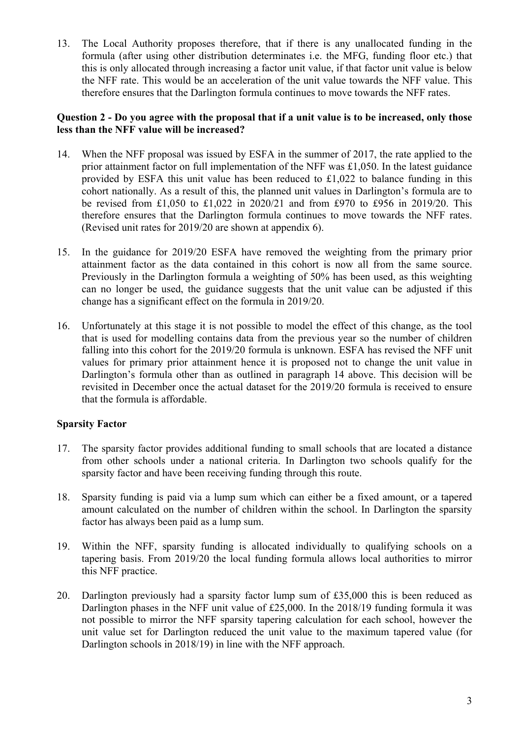13. The Local Authority proposes therefore, that if there is any unallocated funding in the formula (after using other distribution determinates i.e. the MFG, funding floor etc.) that this is only allocated through increasing a factor unit value, if that factor unit value is below the NFF rate. This would be an acceleration of the unit value towards the NFF value. This therefore ensures that the Darlington formula continues to move towards the NFF rates.

**Question 2 - Do you agree with the proposal that if a unit value is to be increased, only those less than the NFF value will be increased?**

14. When the NFF proposal was issued by ESFA in the summer of 2017, the rate applied to the prior attainment factor on full implementation of the NFF was £1,050. In the latest guidance provided by ESFA this unit value has been reduced to £1,022 to balance funding in this cohort nationally. As a result of this, the planned unit values in Darlington's formula are to be revised from £1,050 to £1,022 in 2020/21 and from £970 to £956 in 2019/20. This therefore ensures that the Darlington formula continues to move towards the NFF rates. (Revised unit rates for 2019/20 are shown at appendix 6).

15. In the guidance for 2019/20 ESFA have removed the weighting from the primary prior attainment factor as the data contained in this cohort is now all from the same source. Previously in the Darlington formula a weighting of 50% has been used, as this weighting can no longer be used, the guidance suggests that the unit value can be adjusted if this change has a significant effect on the formula in 2019/20.

16. Unfortunately at this stage it is not possible to model the effect of this change, as the tool that is used for modelling contains data from the previous year so the number of children falling into this cohort for the 2019/20 formula is unknown. ESFA has revised the NFF unit values for primary prior attainment hence it is proposed not to change the unit value in Darlington's formula other than as outlined in paragraph 14 above. This decision will be revisited in December once the actual dataset for the 2019/20 formula is received to ensure that the formula is affordable.

**Sparsity Factor**

17. The sparsity factor provides additional funding to small schools that are located a distance from other schools under a national criteria. In Darlington two schools qualify for the sparsity factor and have been receiving funding through this route.

18. Sparsity funding is paid via a lump sum which can either be a fixed amount, or a tapered amount calculated on the number of children within the school. In Darlington the sparsity factor has always been paid as a lump sum.

19. Within the NFF, sparsity funding is allocated individually to qualifying schools on a tapering basis. From 2019/20 the local funding formula allows local authorities to mirror this NFF practice.

20. Darlington previously had a sparsity factor lump sum of £35,000 this is been reduced as Darlington phases in the NFF unit value of £25,000. In the 2018/19 funding formula it was not possible to mirror the NFF sparsity tapering calculation for each school, however the unit value set for Darlington reduced the unit value to the maximum tapered value (for Darlington schools in 2018/19) in line with the NFF approach.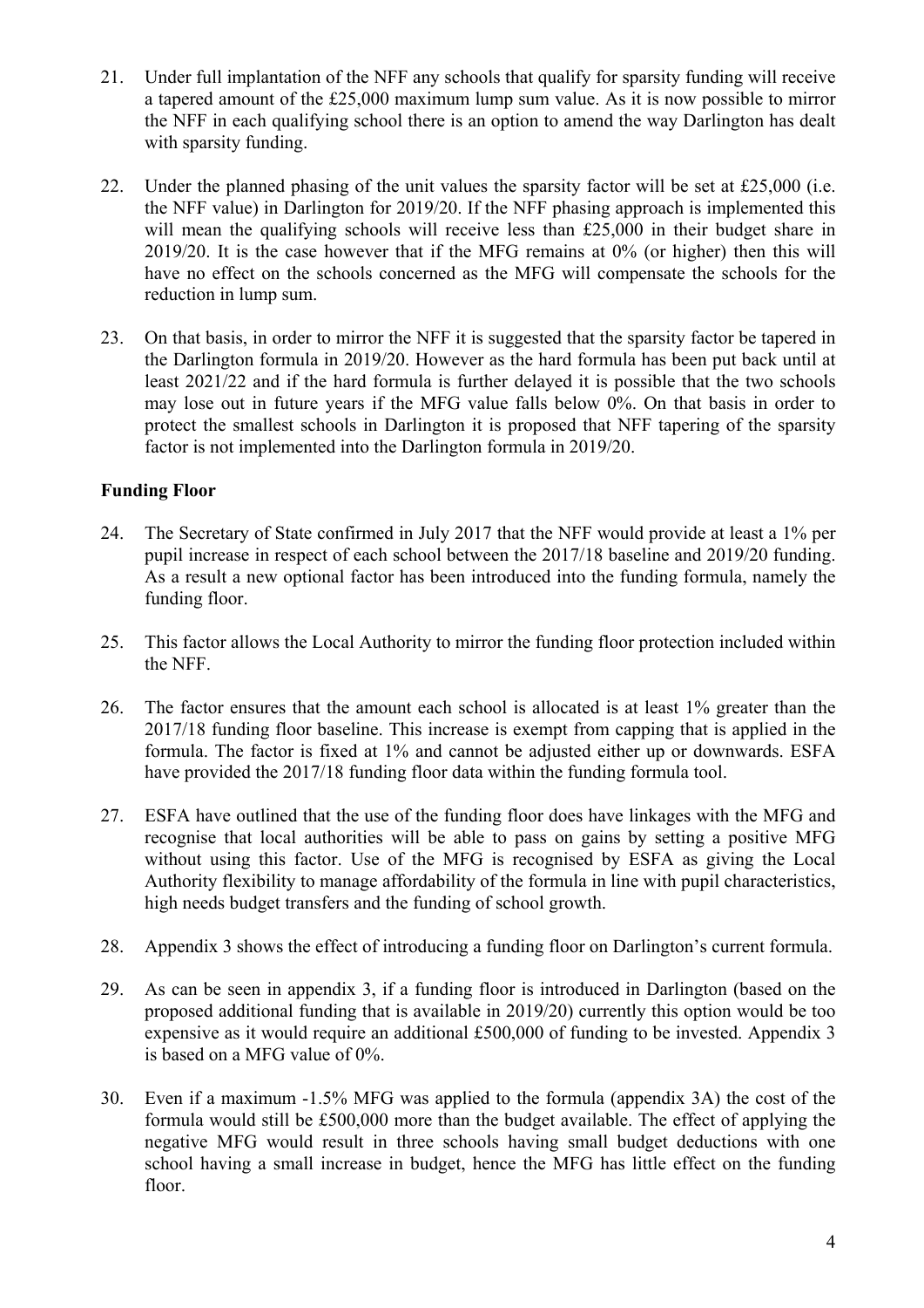21. Under full implantation of the NFF any schools that qualify for sparsity funding will receive a tapered amount of the £25,000 maximum lump sum value. As it is now possible to mirror the NFF in each qualifying school there is an option to amend the way Darlington has dealt with sparsity funding.

22. Under the planned phasing of the unit values the sparsity factor will be set at £25,000 (i.e. the NFF value) in Darlington for 2019/20. If the NFF phasing approach is implemented this will mean the qualifying schools will receive less than £25,000 in their budget share in 2019/20. It is the case however that if the MFG remains at 0% (or higher) then this will have no effect on the schools concerned as the MFG will compensate the schools for the reduction in lump sum.

23. On that basis, in order to mirror the NFF it is suggested that the sparsity factor be tapered in the Darlington formula in 2019/20. However as the hard formula has been put back until at least 2021/22 and if the hard formula is further delayed it is possible that the two schools may lose out in future years if the MFG value falls below 0%. On that basis in order to protect the smallest schools in Darlington it is proposed that NFF tapering of the sparsity factor is not implemented into the Darlington formula in 2019/20.

**Funding Floor**

24. The Secretary of State confirmed in July 2017 that the NFF would provide at least a 1% per pupil increase in respect of each school between the 2017/18 baseline and 2019/20 funding. As a result a new optional factor has been introduced into the funding formula, namely the funding floor.

25. This factor allows the Local Authority to mirror the funding floor protection included within the NFF.

26. The factor ensures that the amount each school is allocated is at least 1% greater than the 2017/18 funding floor baseline. This increase is exempt from capping that is applied in the formula. The factor is fixed at 1% and cannot be adjusted either up or downwards. ESFA have provided the 2017/18 funding floor data within the funding formula tool.

27. ESFA have outlined that the use of the funding floor does have linkages with the MFG and recognise that local authorities will be able to pass on gains by setting a positive MFG without using this factor. Use of the MFG is recognised by ESFA as giving the Local Authority flexibility to manage affordability of the formula in line with pupil characteristics, high needs budget transfers and the funding of school growth.

28. Appendix 3 shows the effect of introducing a funding floor on Darlington's current formula.

29. As can be seen in appendix 3, if a funding floor is introduced in Darlington (based on the proposed additional funding that is available in 2019/20) currently this option would be too expensive as it would require an additional £500,000 of funding to be invested. Appendix 3 is based on a MFG value of 0%.

30. Even if a maximum -1.5% MFG was applied to the formula (appendix 3A) the cost of the formula would still be £500,000 more than the budget available. The effect of applying the negative MFG would result in three schools having small budget deductions with one school having a small increase in budget, hence the MFG has little effect on the funding floor.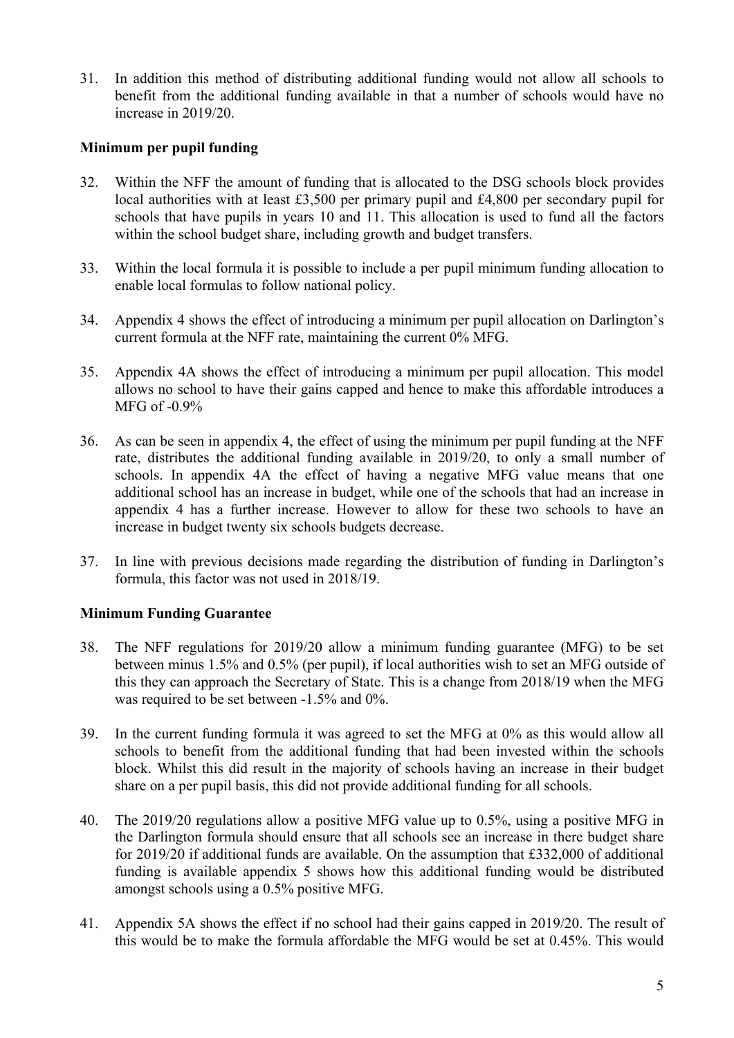31. In addition this method of distributing additional funding would not allow all schools to benefit from the additional funding available in that a number of schools would have no increase in 2019/20.

**Minimum per pupil funding**

32. Within the NFF the amount of funding that is allocated to the DSG schools block provides local authorities with at least £3,500 per primary pupil and £4,800 per secondary pupil for schools that have pupils in years 10 and 11. This allocation is used to fund all the factors within the school budget share, including growth and budget transfers.

33. Within the local formula it is possible to include a per pupil minimum funding allocation to enable local formulas to follow national policy.

34. Appendix 4 shows the effect of introducing a minimum per pupil allocation on Darlington's current formula at the NFF rate, maintaining the current 0% MFG.

35. Appendix 4A shows the effect of introducing a minimum per pupil allocation. This model allows no school to have their gains capped and hence to make this affordable introduces a MFG of -0.9%

36. As can be seen in appendix 4, the effect of using the minimum per pupil funding at the NFF rate, distributes the additional funding available in 2019/20, to only a small number of schools. In appendix 4A the effect of having a negative MFG value means that one additional school has an increase in budget, while one of the schools that had an increase in appendix 4 has a further increase. However to allow for these two schools to have an increase in budget twenty six schools budgets decrease.

37. In line with previous decisions made regarding the distribution of funding in Darlington's formula, this factor was not used in 2018/19.

**Minimum Funding Guarantee**

38. The NFF regulations for 2019/20 allow a minimum funding guarantee (MFG) to be set between minus 1.5% and 0.5% (per pupil), if local authorities wish to set an MFG outside of this they can approach the Secretary of State. This is a change from 2018/19 when the MFG was required to be set between -1.5% and 0%.

39. In the current funding formula it was agreed to set the MFG at 0% as this would allow all schools to benefit from the additional funding that had been invested within the schools block. Whilst this did result in the majority of schools having an increase in their budget share on a per pupil basis, this did not provide additional funding for all schools.

40. The 2019/20 regulations allow a positive MFG value up to 0.5%, using a positive MFG in the Darlington formula should ensure that all schools see an increase in there budget share for 2019/20 if additional funds are available. On the assumption that £332,000 of additional funding is available appendix 5 shows how this additional funding would be distributed amongst schools using a 0.5% positive MFG.

41. Appendix 5A shows the effect if no school had their gains capped in 2019/20. The result of this would be to make the formula affordable the MFG would be set at 0.45%. This would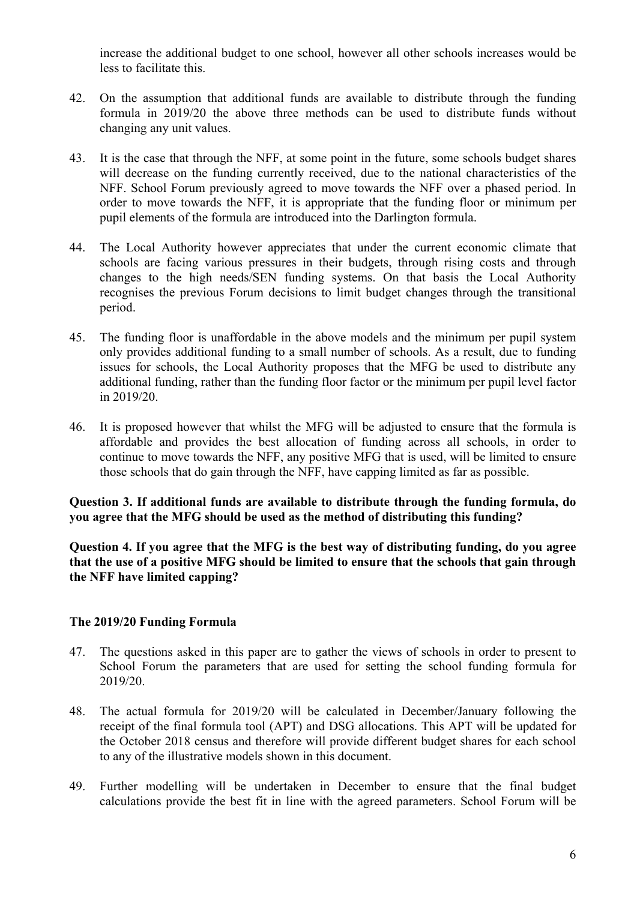increase the additional budget to one school, however all other schools increases would be less to facilitate this.

42. On the assumption that additional funds are available to distribute through the funding formula in 2019/20 the above three methods can be used to distribute funds without changing any unit values.

43. It is the case that through the NFF, at some point in the future, some schools budget shares will decrease on the funding currently received, due to the national characteristics of the NFF. School Forum previously agreed to move towards the NFF over a phased period. In order to move towards the NFF, it is appropriate that the funding floor or minimum per pupil elements of the formula are introduced into the Darlington formula.

44. The Local Authority however appreciates that under the current economic climate that schools are facing various pressures in their budgets, through rising costs and through changes to the high needs/SEN funding systems. On that basis the Local Authority recognises the previous Forum decisions to limit budget changes through the transitional period.

45. The funding floor is unaffordable in the above models and the minimum per pupil system only provides additional funding to a small number of schools. As a result, due to funding issues for schools, the Local Authority proposes that the MFG be used to distribute any additional funding, rather than the funding floor factor or the minimum per pupil level factor in 2019/20.

46. It is proposed however that whilst the MFG will be adjusted to ensure that the formula is affordable and provides the best allocation of funding across all schools, in order to continue to move towards the NFF, any positive MFG that is used, will be limited to ensure those schools that do gain through the NFF, have capping limited as far as possible.

**Question 3. If additional funds are available to distribute through the funding formula, do you agree that the MFG should be used as the method of distributing this funding?**

**Question 4. If you agree that the MFG is the best way of distributing funding, do you agree that the use of a positive MFG should be limited to ensure that the schools that gain through the NFF have limited capping?**

**The 2019/20 Funding Formula**

47. The questions asked in this paper are to gather the views of schools in order to present to School Forum the parameters that are used for setting the school funding formula for 2019/20.

48. The actual formula for 2019/20 will be calculated in December/January following the receipt of the final formula tool (APT) and DSG allocations. This APT will be updated for the October 2018 census and therefore will provide different budget shares for each school to any of the illustrative models shown in this document.

49. Further modelling will be undertaken in December to ensure that the final budget calculations provide the best fit in line with the agreed parameters. School Forum will be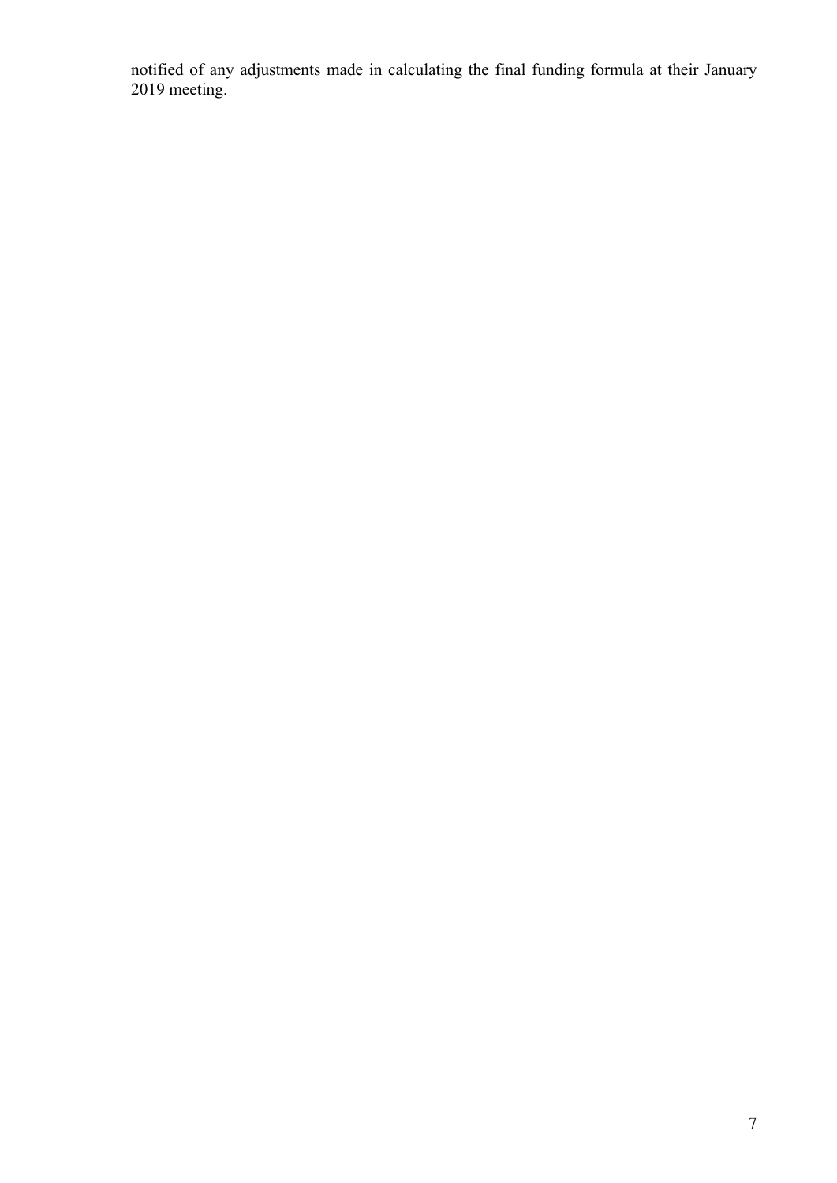notified of any adjustments made in calculating the final funding formula at their January 2019 meeting.